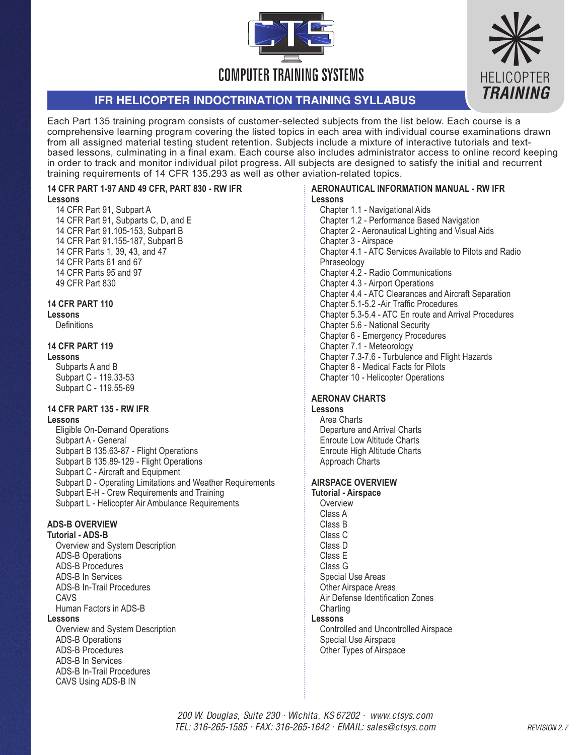COMPUTER TRAINING SYSTEMS

HELICOPTER **TRAINING**

# IFR HELICOPTER INDOCTRINATION TRAINING SYLLABUS

Each Part 135 training program consists of customer-selected subjects from the list below. Each course is a comprehensive learning program covering the listed topics in each area with individual course examinations drawn from all assigned material testing student retention. Subjects include a mixture of interactive tutorials and text-based lessons, culminating in a final exam. Each course also includes administrator access to online record keeping in order to track and monitor individual pilot progress. All subjects are designed to satisfy the initial and recurrent training requirements of 14 CFR 135.293 as well as other aviation-related topics.

## 14 CFR PART 1-97 AND 49 CFR, PART 830 - RW IFR

**Lessons**

- 14 CFR Part 91, Subpart A
- 14 CFR Part 91, Subparts C, D, and E
- 14 CFR Part 91.105-153, Subpart B
- 14 CFR Part 91.155-187, Subpart B
- 14 CFR Parts 1, 39, 43, and 47
- 14 CFR Parts 61 and 67
- 14 CFR Parts 95 and 97
- 49 CFR Part 830

## 14 CFR PART 110

**Lessons**

- Definitions

## 14 CFR PART 119

**Lessons**

- Subparts A and B
- Subpart C - 119.33-53
- Subpart C - 119.55-69

## 14 CFR PART 135 - RW IFR

**Lessons**

- Eligible On-Demand Operations
- Subpart A - General
- Subpart B 135.63-87 - Flight Operations
- Subpart B 135.89-129 - Flight Operations
- Subpart C - Aircraft and Equipment
- Subpart D - Operating Limitations and Weather Requirements
- Subpart E-H - Crew Requirements and Training
- Subpart L - Helicopter Air Ambulance Requirements

## ADS-B OVERVIEW

**Tutorial - ADS-B**

- Overview and System Description
- ADS-B Operations
- ADS-B Procedures
- ADS-B In Services
- ADS-B In-Trail Procedures
- CAVS
- Human Factors in ADS-B

**Lessons**

- Overview and System Description
- ADS-B Operations
- ADS-B Procedures
- ADS-B In Services
- ADS-B In-Trail Procedures
- CAVS Using ADS-B IN

## AERONAUTICAL INFORMATION MANUAL - RW IFR

**Lessons**

- Chapter 1.1 - Navigational Aids
- Chapter 1.2 - Performance Based Navigation
- Chapter 2 - Aeronautical Lighting and Visual Aids
- Chapter 3 - Airspace
- Chapter 4.1 - ATC Services Available to Pilots and Radio Phraseology
- Chapter 4.2 - Radio Communications
- Chapter 4.3 - Airport Operations
- Chapter 4.4 - ATC Clearances and Aircraft Separation
- Chapter 5.1-5.2 -Air Traffic Procedures
- Chapter 5.3-5.4 - ATC En route and Arrival Procedures
- Chapter 5.6 - National Security
- Chapter 6 - Emergency Procedures
- Chapter 7.1 - Meteorology
- Chapter 7.3-7.6 - Turbulence and Flight Hazards
- Chapter 8 - Medical Facts for Pilots
- Chapter 10 - Helicopter Operations

## AERONAV CHARTS

**Lessons**

- Area Charts
- Departure and Arrival Charts
- Enroute Low Altitude Charts
- Enroute High Altitude Charts
- Approach Charts

## AIRSPACE OVERVIEW

**Tutorial - Airspace**

- Overview
- Class A
- Class B
- Class C
- Class D
- Class E
- Class G
- Special Use Areas
- Other Airspace Areas
- Air Defense Identification Zones
- Charting

**Lessons**

- Controlled and Uncontrolled Airspace
- Special Use Airspace
- Other Types of Airspace

*200 W. Douglas, Suite 230 · Wichita, KS 67202 · www.ctsys.com*
*TEL: 316-265-1585 · FAX: 316-265-1642 · EMAIL: sales@ctsys.com*

*REVISION 2.7*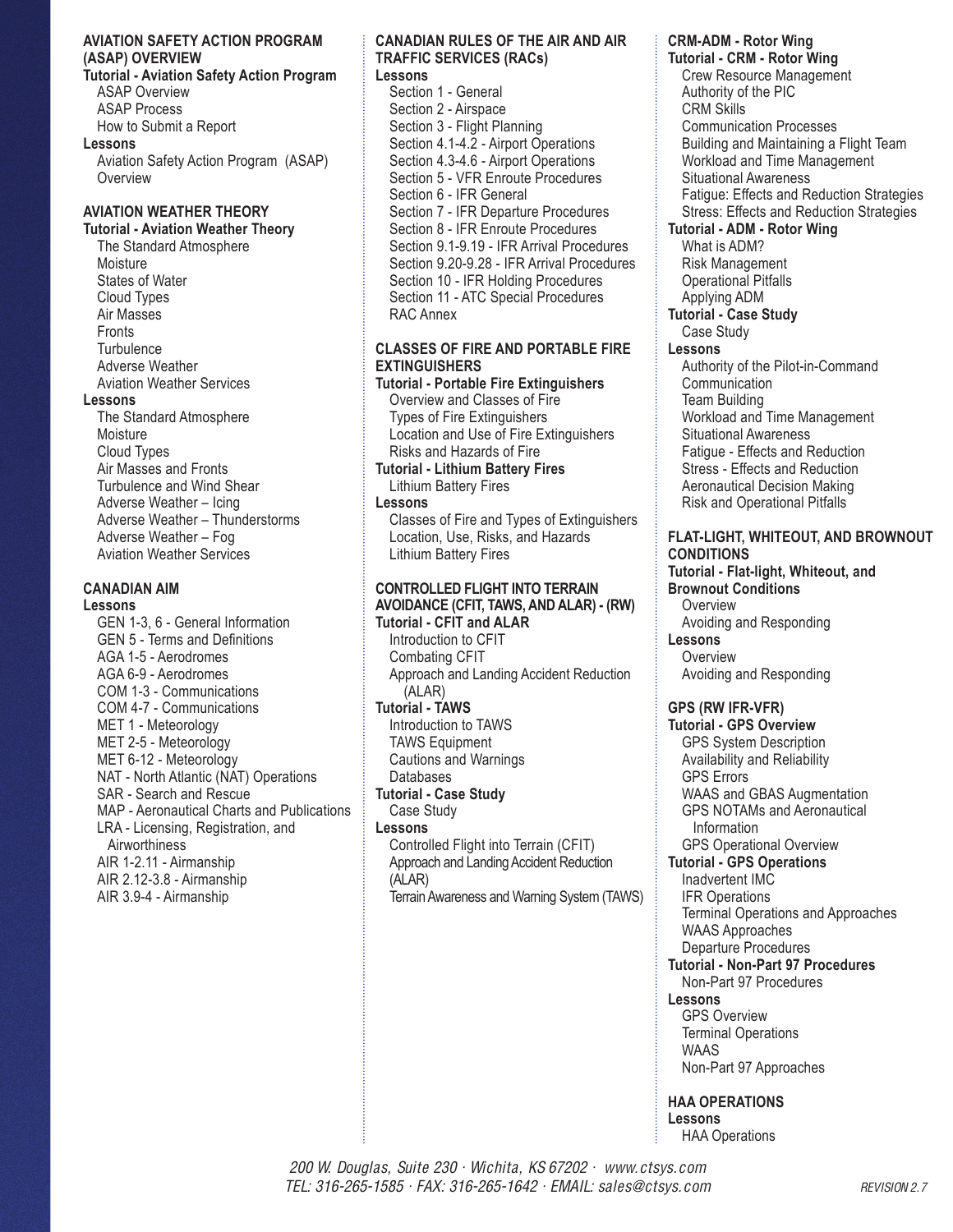## AVIATION SAFETY ACTION PROGRAM (ASAP) OVERVIEW

**Tutorial - Aviation Safety Action Program**

- ASAP Overview
- ASAP Process
- How to Submit a Report

**Lessons**

- Aviation Safety Action Program (ASAP) Overview

## AVIATION WEATHER THEORY

**Tutorial - Aviation Weather Theory**

- The Standard Atmosphere
- Moisture
- States of Water
- Cloud Types
- Air Masses
- Fronts
- Turbulence
- Adverse Weather
- Aviation Weather Services

**Lessons**

- The Standard Atmosphere
- Moisture
- Cloud Types
- Air Masses and Fronts
- Turbulence and Wind Shear
- Adverse Weather – Icing
- Adverse Weather – Thunderstorms
- Adverse Weather – Fog
- Aviation Weather Services

## CANADIAN AIM

**Lessons**

- GEN 1-3, 6 - General Information
- GEN 5 - Terms and Definitions
- AGA 1-5 - Aerodromes
- AGA 6-9 - Aerodromes
- COM 1-3 - Communications
- COM 4-7 - Communications
- MET 1 - Meteorology
- MET 2-5 - Meteorology
- MET 6-12 - Meteorology
- NAT - North Atlantic (NAT) Operations
- SAR - Search and Rescue
- MAP - Aeronautical Charts and Publications
- LRA - Licensing, Registration, and Airworthiness
- AIR 1-2.11 - Airmanship
- AIR 2.12-3.8 - Airmanship
- AIR 3.9-4 - Airmanship

## CANADIAN RULES OF THE AIR AND AIR TRAFFIC SERVICES (RACs)

**Lessons**

- Section 1 - General
- Section 2 - Airspace
- Section 3 - Flight Planning
- Section 4.1-4.2 - Airport Operations
- Section 4.3-4.6 - Airport Operations
- Section 5 - VFR Enroute Procedures
- Section 6 - IFR General
- Section 7 - IFR Departure Procedures
- Section 8 - IFR Enroute Procedures
- Section 9.1-9.19 - IFR Arrival Procedures
- Section 9.20-9.28 - IFR Arrival Procedures
- Section 10 - IFR Holding Procedures
- Section 11 - ATC Special Procedures
- RAC Annex

## CLASSES OF FIRE AND PORTABLE FIRE EXTINGUISHERS

**Tutorial - Portable Fire Extinguishers**

- Overview and Classes of Fire
- Types of Fire Extinguishers
- Location and Use of Fire Extinguishers
- Risks and Hazards of Fire

**Tutorial - Lithium Battery Fires**

- Lithium Battery Fires

**Lessons**

- Classes of Fire and Types of Extinguishers
- Location, Use, Risks, and Hazards
- Lithium Battery Fires

## CONTROLLED FLIGHT INTO TERRAIN AVOIDANCE (CFIT, TAWS, AND ALAR) - (RW)

**Tutorial - CFIT and ALAR**

- Introduction to CFIT
- Combating CFIT
- Approach and Landing Accident Reduction (ALAR)

**Tutorial - TAWS**

- Introduction to TAWS
- TAWS Equipment
- Cautions and Warnings
- Databases

**Tutorial - Case Study**

- Case Study

**Lessons**

- Controlled Flight into Terrain (CFIT)
- Approach and Landing Accident Reduction (ALAR)
- Terrain Awareness and Warning System (TAWS)

## CRM-ADM - Rotor Wing

**Tutorial - CRM - Rotor Wing**

- Crew Resource Management
- Authority of the PIC
- CRM Skills
- Communication Processes
- Building and Maintaining a Flight Team
- Workload and Time Management
- Situational Awareness
- Fatigue: Effects and Reduction Strategies
- Stress: Effects and Reduction Strategies

**Tutorial - ADM - Rotor Wing**

- What is ADM?
- Risk Management
- Operational Pitfalls
- Applying ADM

**Tutorial - Case Study**

- Case Study

**Lessons**

- Authority of the Pilot-in-Command
- Communication
- Team Building
- Workload and Time Management
- Situational Awareness
- Fatigue - Effects and Reduction
- Stress - Effects and Reduction
- Aeronautical Decision Making
- Risk and Operational Pitfalls

## FLAT-LIGHT, WHITEOUT, AND BROWNOUT CONDITIONS

**Tutorial - Flat-light, Whiteout, and Brownout Conditions**

- Overview
- Avoiding and Responding

**Lessons**

- Overview
- Avoiding and Responding

## GPS (RW IFR-VFR)

**Tutorial - GPS Overview**

- GPS System Description
- Availability and Reliability
- GPS Errors
- WAAS and GBAS Augmentation
- GPS NOTAMs and Aeronautical Information
- GPS Operational Overview

**Tutorial - GPS Operations**

- Inadvertent IMC
- IFR Operations
- Terminal Operations and Approaches
- WAAS Approaches
- Departure Procedures

**Tutorial - Non-Part 97 Procedures**

- Non-Part 97 Procedures

**Lessons**

- GPS Overview
- Terminal Operations
- WAAS
- Non-Part 97 Approaches

## HAA OPERATIONS

**Lessons**

- HAA Operations

*200 W. Douglas, Suite 230 · Wichita, KS 67202 · www.ctsys.com*
*TEL: 316-265-1585 · FAX: 316-265-1642 · EMAIL: sales@ctsys.com*

*REVISION 2.7*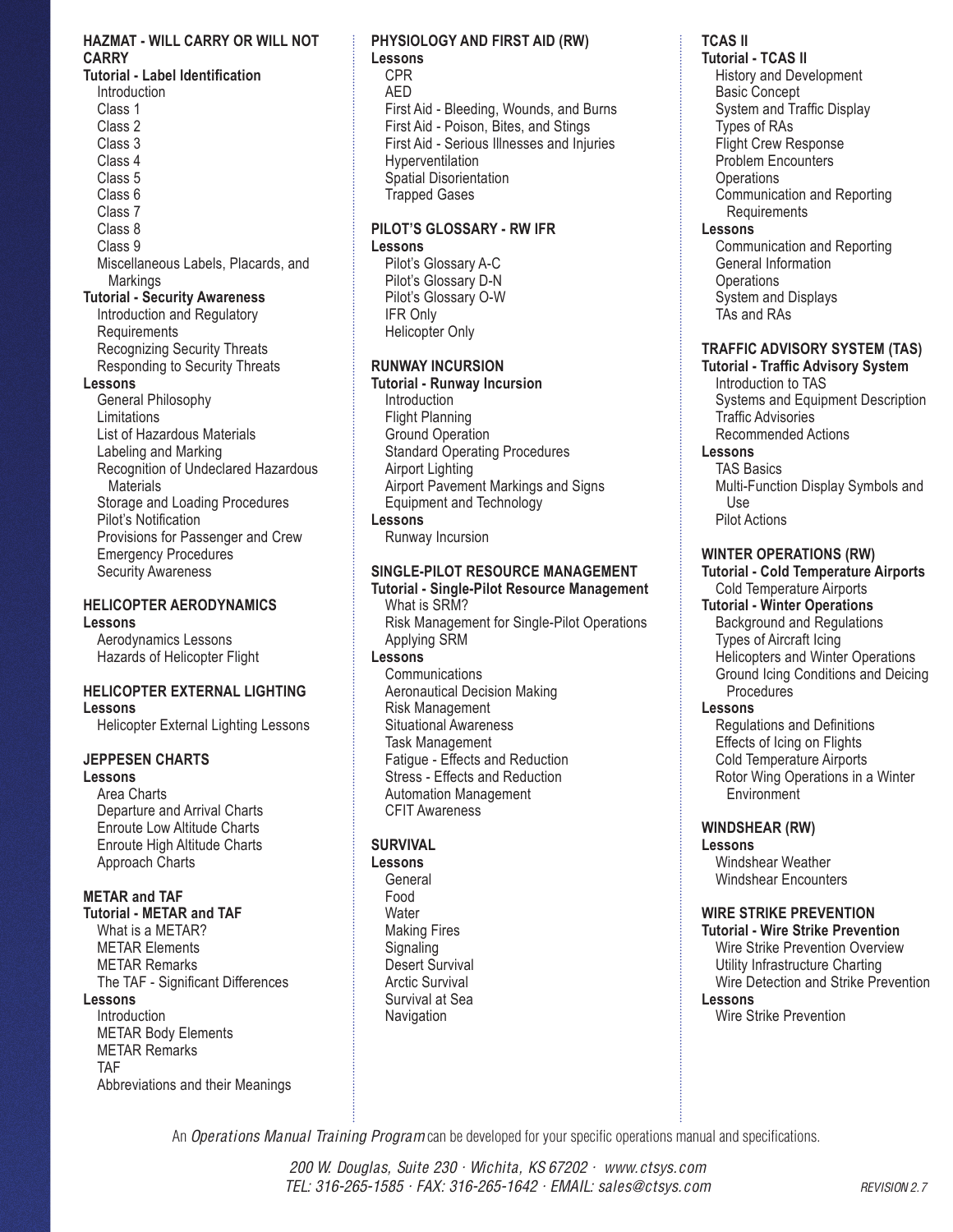## HAZMAT - WILL CARRY OR WILL NOT CARRY

**Tutorial - Label Identification**

- Introduction
- Class 1
- Class 2
- Class 3
- Class 4
- Class 5
- Class 6
- Class 7
- Class 8
- Class 9
- Miscellaneous Labels, Placards, and Markings

**Tutorial - Security Awareness**

- Introduction and Regulatory Requirements
- Recognizing Security Threats
- Responding to Security Threats

**Lessons**

- General Philosophy
- Limitations
- List of Hazardous Materials
- Labeling and Marking
- Recognition of Undeclared Hazardous Materials
- Storage and Loading Procedures
- Pilot's Notification
- Provisions for Passenger and Crew
- Emergency Procedures
- Security Awareness

## HELICOPTER AERODYNAMICS

**Lessons**

- Aerodynamics Lessons
- Hazards of Helicopter Flight

## HELICOPTER EXTERNAL LIGHTING

**Lessons**

- Helicopter External Lighting Lessons

## JEPPESEN CHARTS

**Lessons**

- Area Charts
- Departure and Arrival Charts
- Enroute Low Altitude Charts
- Enroute High Altitude Charts
- Approach Charts

## METAR and TAF

**Tutorial - METAR and TAF**

- What is a METAR?
- METAR Elements
- METAR Remarks
- The TAF - Significant Differences

**Lessons**

- Introduction
- METAR Body Elements
- METAR Remarks
- TAF
- Abbreviations and their Meanings

## PHYSIOLOGY AND FIRST AID (RW)

**Lessons**

- CPR
- AED
- First Aid - Bleeding, Wounds, and Burns
- First Aid - Poison, Bites, and Stings
- First Aid - Serious Illnesses and Injuries
- Hyperventilation
- Spatial Disorientation
- Trapped Gases

## PILOT'S GLOSSARY - RW IFR

**Lessons**

- Pilot's Glossary A-C
- Pilot's Glossary D-N
- Pilot's Glossary O-W
- IFR Only
- Helicopter Only

## RUNWAY INCURSION

**Tutorial - Runway Incursion**

- Introduction
- Flight Planning
- Ground Operation
- Standard Operating Procedures
- Airport Lighting
- Airport Pavement Markings and Signs
- Equipment and Technology

**Lessons**

- Runway Incursion

## SINGLE-PILOT RESOURCE MANAGEMENT

**Tutorial - Single-Pilot Resource Management**

- What is SRM?
- Risk Management for Single-Pilot Operations
- Applying SRM

**Lessons**

- Communications
- Aeronautical Decision Making
- Risk Management
- Situational Awareness
- Task Management
- Fatigue - Effects and Reduction
- Stress - Effects and Reduction
- Automation Management
- CFIT Awareness

## SURVIVAL

**Lessons**

- General
- Food
- Water
- Making Fires
- Signaling
- Desert Survival
- Arctic Survival
- Survival at Sea
- Navigation

## TCAS II

**Tutorial - TCAS II**

- History and Development
- Basic Concept
- System and Traffic Display
- Types of RAs
- Flight Crew Response
- Problem Encounters
- Operations
- Communication and Reporting Requirements

**Lessons**

- Communication and Reporting
- General Information
- Operations
- System and Displays
- TAs and RAs

## TRAFFIC ADVISORY SYSTEM (TAS)

**Tutorial - Traffic Advisory System**

- Introduction to TAS
- Systems and Equipment Description
- Traffic Advisories
- Recommended Actions

**Lessons**

- TAS Basics
- Multi-Function Display Symbols and Use
- Pilot Actions

## WINTER OPERATIONS (RW)

**Tutorial - Cold Temperature Airports**

- Cold Temperature Airports

**Tutorial - Winter Operations**

- Background and Regulations
- Types of Aircraft Icing
- Helicopters and Winter Operations
- Ground Icing Conditions and Deicing Procedures

**Lessons**

- Regulations and Definitions
- Effects of Icing on Flights
- Cold Temperature Airports
- Rotor Wing Operations in a Winter Environment

## WINDSHEAR (RW)

**Lessons**

- Windshear Weather
- Windshear Encounters

## WIRE STRIKE PREVENTION

**Tutorial - Wire Strike Prevention**

- Wire Strike Prevention Overview
- Utility Infrastructure Charting
- Wire Detection and Strike Prevention

**Lessons**

- Wire Strike Prevention

An *Operations Manual Training Program* can be developed for your specific operations manual and specifications.

*200 W. Douglas, Suite 230 · Wichita, KS 67202 · www.ctsys.com*
*TEL: 316-265-1585 · FAX: 316-265-1642 · EMAIL: sales@ctsys.com*

*REVISION 2.7*